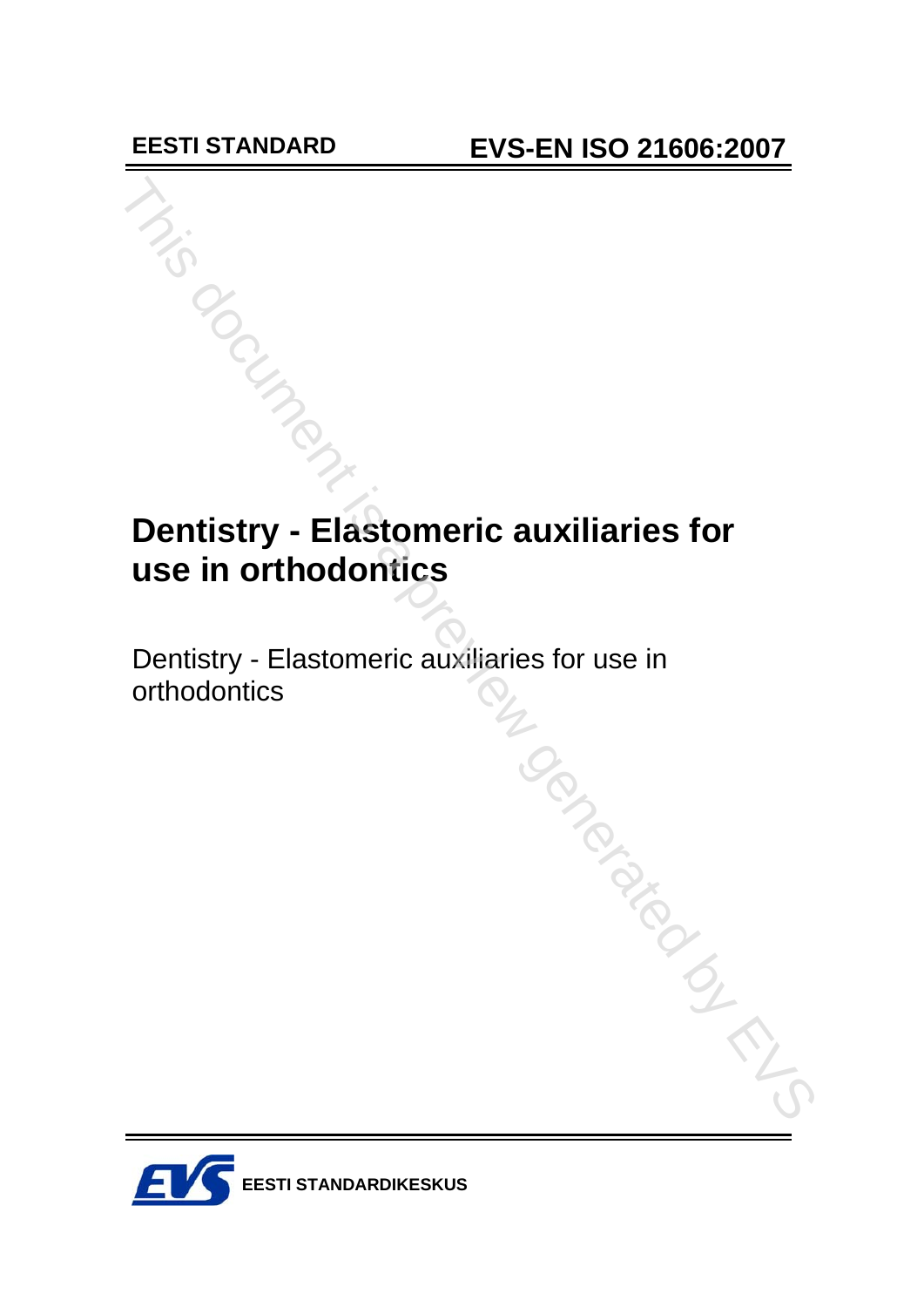EESTI STANDARD

EVS-EN ISO 21606:2007

# Dentistry - Elastomeric auxiliaries for use in orthodontics

Dentistry - Elastomeric auxiliaries for use in orthodontics

EESTI STANDARDIKESKUS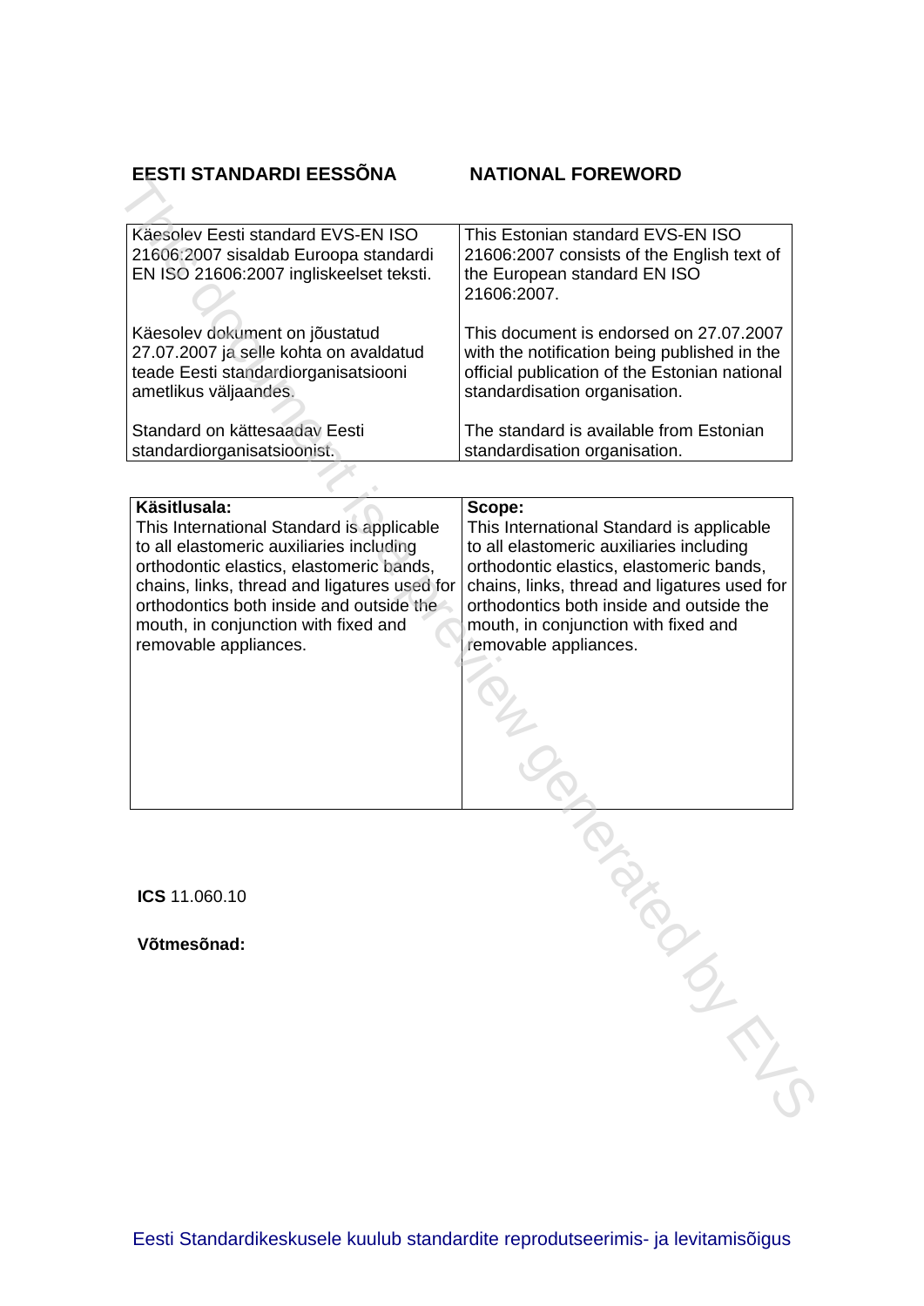| **EESTI STANDARDI EESSÕNA** | **NATIONAL FOREWORD** |
| --- | --- |
| Käesolev Eesti standard EVS-EN ISO 21606:2007 sisaldab Euroopa standardi EN ISO 21606:2007 ingliskeelset teksti. | This Estonian standard EVS-EN ISO 21606:2007 consists of the English text of the European standard EN ISO 21606:2007. |
| Käesolev dokument on jõustatud 27.07.2007 ja selle kohta on avaldatud teade Eesti standardiorganisatsiooni ametlikus väljaandes. | This document is endorsed on 27.07.2007 with the notification being published in the official publication of the Estonian national standardisation organisation. |
| Standard on kättesaadav Eesti standardiorganisatsioonist. | The standard is available from Estonian standardisation organisation. |

| **Käsitlusala:** | **Scope:** |
| --- | --- |
| This International Standard is applicable to all elastomeric auxiliaries including orthodontic elastics, elastomeric bands, chains, links, thread and ligatures used for orthodontics both inside and outside the mouth, in conjunction with fixed and removable appliances. | This International Standard is applicable to all elastomeric auxiliaries including orthodontic elastics, elastomeric bands, chains, links, thread and ligatures used for orthodontics both inside and outside the mouth, in conjunction with fixed and removable appliances. |

**ICS** 11.060.10

**Võtmesõnad:**

Eesti Standardikeskusele kuulub standardite reprodutseerimis- ja levitamisõigus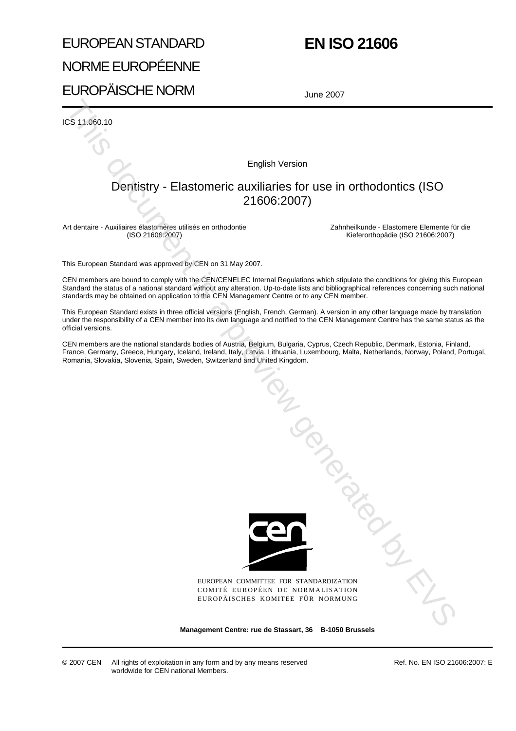EUROPEAN STANDARD

NORME EUROPÉENNE

EUROPÄISCHE NORM

# EN ISO 21606

June 2007

ICS 11.060.10

English Version

## Dentistry - Elastomeric auxiliaries for use in orthodontics (ISO 21606:2007)

Art dentaire - Auxiliaires élastomères utilisés en orthodontie (ISO 21606:2007)

Zahnheilkunde - Elastomere Elemente für die Kieferorthopädie (ISO 21606:2007)

This European Standard was approved by CEN on 31 May 2007.

CEN members are bound to comply with the CEN/CENELEC Internal Regulations which stipulate the conditions for giving this European Standard the status of a national standard without any alteration. Up-to-date lists and bibliographical references concerning such national standards may be obtained on application to the CEN Management Centre or to any CEN member.

This European Standard exists in three official versions (English, French, German). A version in any other language made by translation under the responsibility of a CEN member into its own language and notified to the CEN Management Centre has the same status as the official versions.

CEN members are the national standards bodies of Austria, Belgium, Bulgaria, Cyprus, Czech Republic, Denmark, Estonia, Finland, France, Germany, Greece, Hungary, Iceland, Ireland, Italy, Latvia, Lithuania, Luxembourg, Malta, Netherlands, Norway, Poland, Portugal, Romania, Slovakia, Slovenia, Spain, Sweden, Switzerland and United Kingdom.

EUROPEAN COMMITTEE FOR STANDARDIZATION
COMITÉ EUROPÉEN DE NORMALISATION
EUROPÄISCHES KOMITEE FÜR NORMUNG

**Management Centre: rue de Stassart, 36 B-1050 Brussels**

© 2007 CEN All rights of exploitation in any form and by any means reserved worldwide for CEN national Members.

Ref. No. EN ISO 21606:2007: E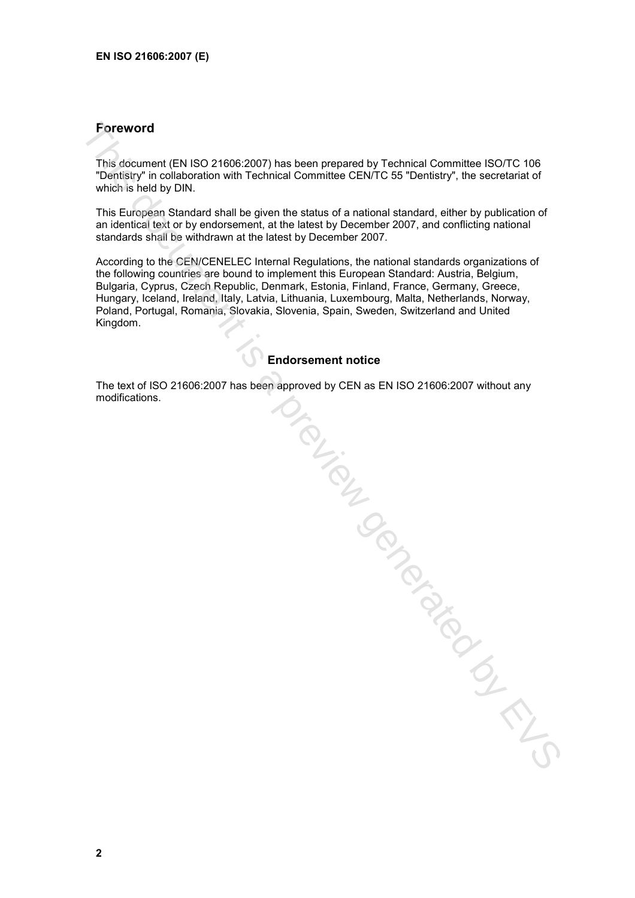## Foreword

This document (EN ISO 21606:2007) has been prepared by Technical Committee ISO/TC 106 "Dentistry" in collaboration with Technical Committee CEN/TC 55 "Dentistry", the secretariat of which is held by DIN.

This European Standard shall be given the status of a national standard, either by publication of an identical text or by endorsement, at the latest by December 2007, and conflicting national standards shall be withdrawn at the latest by December 2007.

According to the CEN/CENELEC Internal Regulations, the national standards organizations of the following countries are bound to implement this European Standard: Austria, Belgium, Bulgaria, Cyprus, Czech Republic, Denmark, Estonia, Finland, France, Germany, Greece, Hungary, Iceland, Ireland, Italy, Latvia, Lithuania, Luxembourg, Malta, Netherlands, Norway, Poland, Portugal, Romania, Slovakia, Slovenia, Spain, Sweden, Switzerland and United Kingdom.

### Endorsement notice

The text of ISO 21606:2007 has been approved by CEN as EN ISO 21606:2007 without any modifications.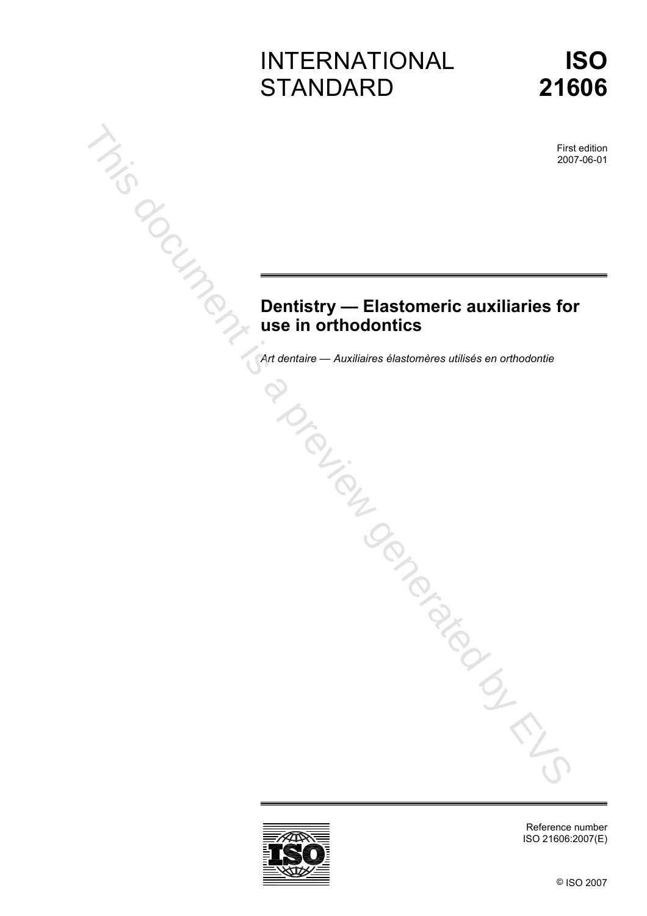# INTERNATIONAL STANDARD

# ISO 21606

First edition
2007-06-01

## Dentistry — Elastomeric auxiliaries for use in orthodontics

*Art dentaire — Auxiliaires élastomères utilisés en orthodontie*

Reference number
ISO 21606:2007(E)

© ISO 2007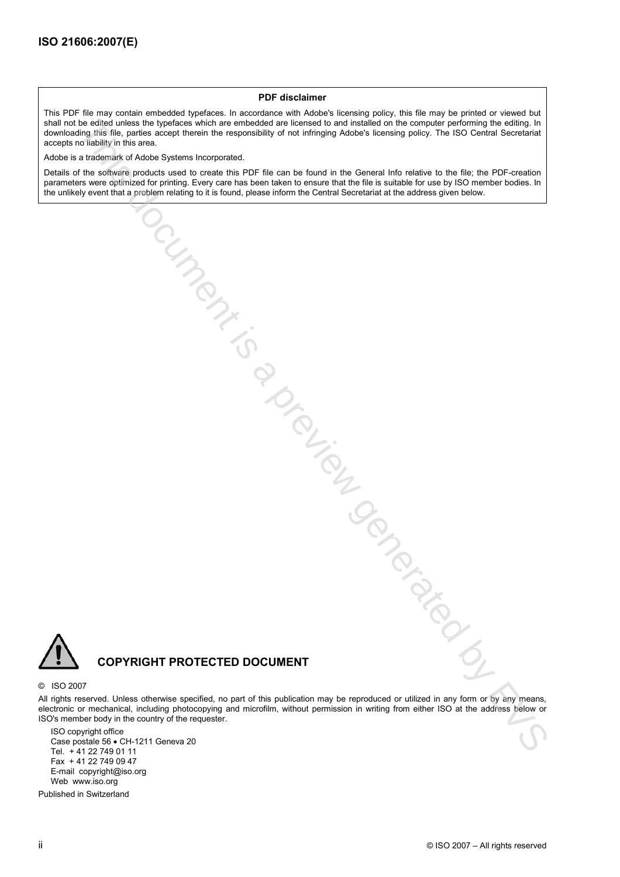**PDF disclaimer**

This PDF file may contain embedded typefaces. In accordance with Adobe's licensing policy, this file may be printed or viewed but shall not be edited unless the typefaces which are embedded are licensed to and installed on the computer performing the editing. In downloading this file, parties accept therein the responsibility of not infringing Adobe's licensing policy. The ISO Central Secretariat accepts no liability in this area.

Adobe is a trademark of Adobe Systems Incorporated.

Details of the software products used to create this PDF file can be found in the General Info relative to the file; the PDF-creation parameters were optimized for printing. Every care has been taken to ensure that the file is suitable for use by ISO member bodies. In the unlikely event that a problem relating to it is found, please inform the Central Secretariat at the address given below.

**COPYRIGHT PROTECTED DOCUMENT**

© ISO 2007

All rights reserved. Unless otherwise specified, no part of this publication may be reproduced or utilized in any form or by any means, electronic or mechanical, including photocopying and microfilm, without permission in writing from either ISO at the address below or ISO's member body in the country of the requester.

ISO copyright office
Case postale 56 • CH-1211 Geneva 20
Tel. + 41 22 749 01 11
Fax + 41 22 749 09 47
E-mail copyright@iso.org
Web www.iso.org

Published in Switzerland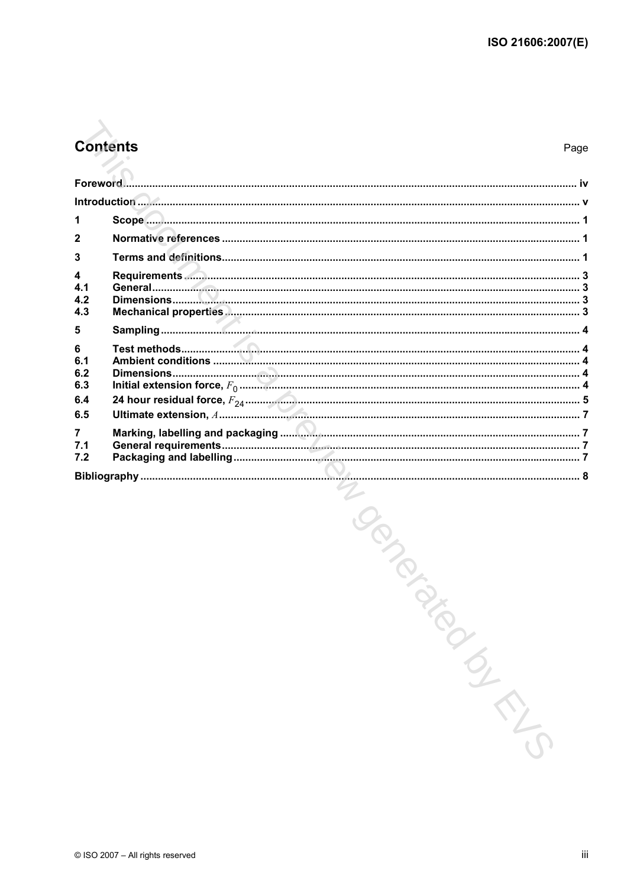# Contents

Page

| | | |
|---|---|---|
| **Foreword** | | **iv** |
| **Introduction** | | **v** |
| **1** | **Scope** | **1** |
| **2** | **Normative references** | **1** |
| **3** | **Terms and definitions** | **1** |
| **4** | **Requirements** | **3** |
| **4.1** | **General** | **3** |
| **4.2** | **Dimensions** | **3** |
| **4.3** | **Mechanical properties** | **3** |
| **5** | **Sampling** | **4** |
| **6** | **Test methods** | **4** |
| **6.1** | **Ambient conditions** | **4** |
| **6.2** | **Dimensions** | **4** |
| **6.3** | **Initial extension force, $F_0$** | **4** |
| **6.4** | **24 hour residual force, $F_{24}$** | **5** |
| **6.5** | **Ultimate extension, $A$** | **7** |
| **7** | **Marking, labelling and packaging** | **7** |
| **7.1** | **General requirements** | **7** |
| **7.2** | **Packaging and labelling** | **7** |
| **Bibliography** | | **8** |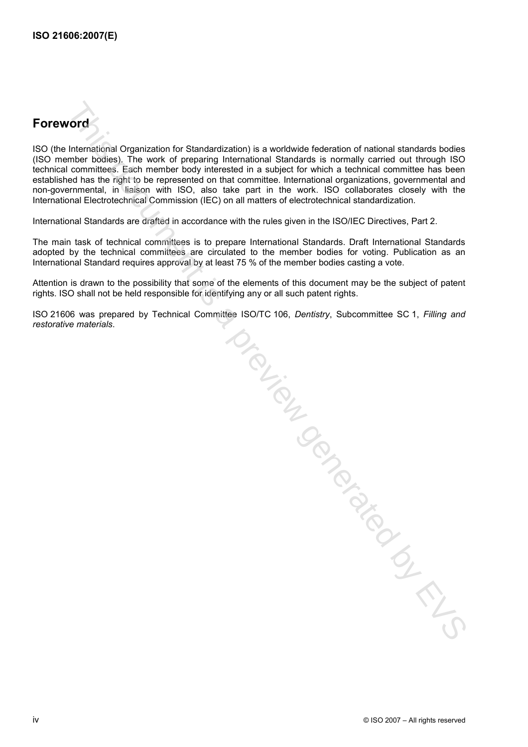## Foreword

ISO (the International Organization for Standardization) is a worldwide federation of national standards bodies (ISO member bodies). The work of preparing International Standards is normally carried out through ISO technical committees. Each member body interested in a subject for which a technical committee has been established has the right to be represented on that committee. International organizations, governmental and non-governmental, in liaison with ISO, also take part in the work. ISO collaborates closely with the International Electrotechnical Commission (IEC) on all matters of electrotechnical standardization.

International Standards are drafted in accordance with the rules given in the ISO/IEC Directives, Part 2.

The main task of technical committees is to prepare International Standards. Draft International Standards adopted by the technical committees are circulated to the member bodies for voting. Publication as an International Standard requires approval by at least 75 % of the member bodies casting a vote.

Attention is drawn to the possibility that some of the elements of this document may be the subject of patent rights. ISO shall not be held responsible for identifying any or all such patent rights.

ISO 21606 was prepared by Technical Committee ISO/TC 106, *Dentistry*, Subcommittee SC 1, *Filling and restorative materials*.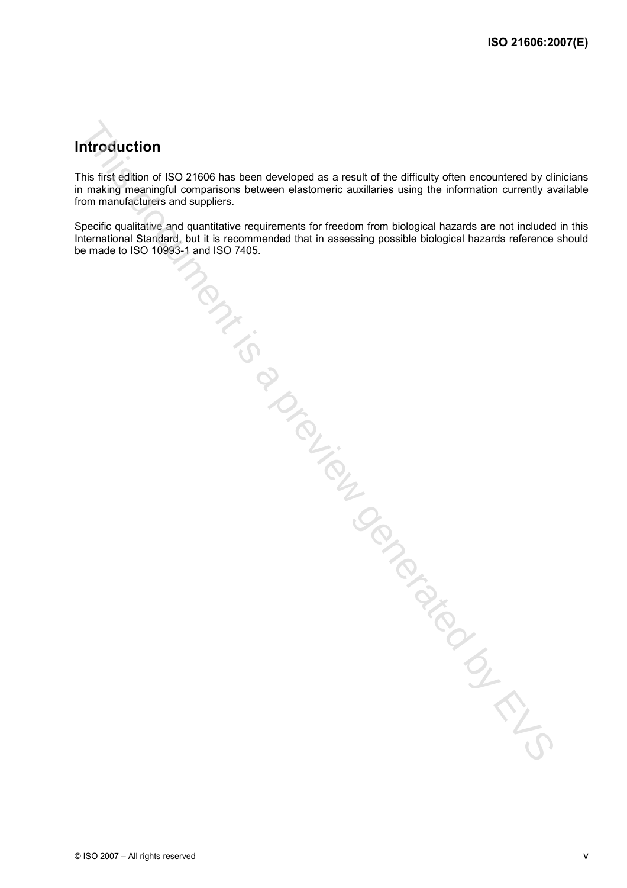# Introduction

This first edition of ISO 21606 has been developed as a result of the difficulty often encountered by clinicians in making meaningful comparisons between elastomeric auxillaries using the information currently available from manufacturers and suppliers.

Specific qualitative and quantitative requirements for freedom from biological hazards are not included in this International Standard, but it is recommended that in assessing possible biological hazards reference should be made to ISO 10993-1 and ISO 7405.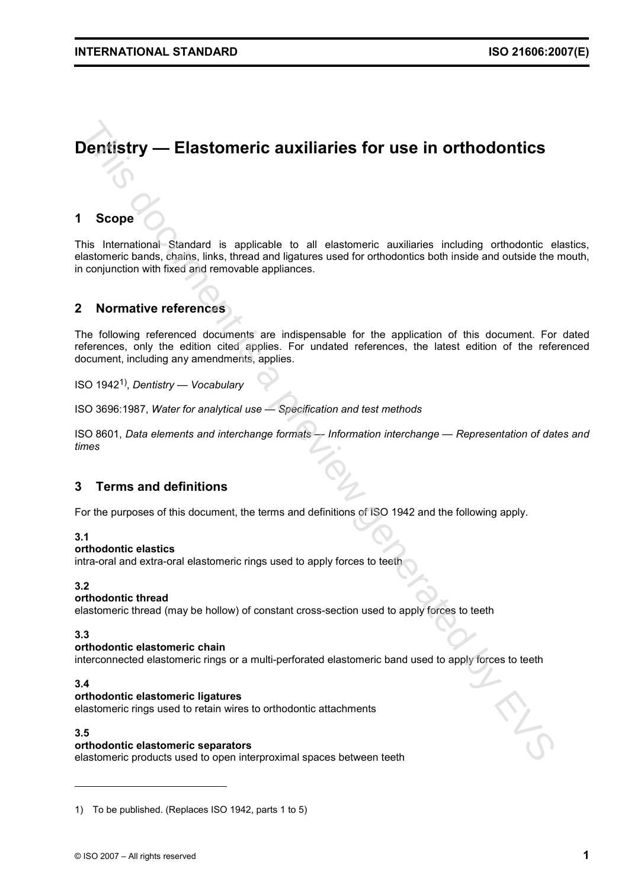# Dentistry — Elastomeric auxiliaries for use in orthodontics

## 1 Scope

This International Standard is applicable to all elastomeric auxiliaries including orthodontic elastics, elastomeric bands, chains, links, thread and ligatures used for orthodontics both inside and outside the mouth, in conjunction with fixed and removable appliances.

## 2 Normative references

The following referenced documents are indispensable for the application of this document. For dated references, only the edition cited applies. For undated references, the latest edition of the referenced document, including any amendments, applies.

ISO 1942[1)], *Dentistry — Vocabulary*

ISO 3696:1987, *Water for analytical use — Specification and test methods*

ISO 8601, *Data elements and interchange formats — Information interchange — Representation of dates and times*

## 3 Terms and definitions

For the purposes of this document, the terms and definitions of ISO 1942 and the following apply.

**3.1**
**orthodontic elastics**
intra-oral and extra-oral elastomeric rings used to apply forces to teeth

**3.2**
**orthodontic thread**
elastomeric thread (may be hollow) of constant cross-section used to apply forces to teeth

**3.3**
**orthodontic elastomeric chain**
interconnected elastomeric rings or a multi-perforated elastomeric band used to apply forces to teeth

**3.4**
**orthodontic elastomeric ligatures**
elastomeric rings used to retain wires to orthodontic attachments

**3.5**
**orthodontic elastomeric separators**
elastomeric products used to open interproximal spaces between teeth

---

1) To be published. (Replaces ISO 1942, parts 1 to 5)